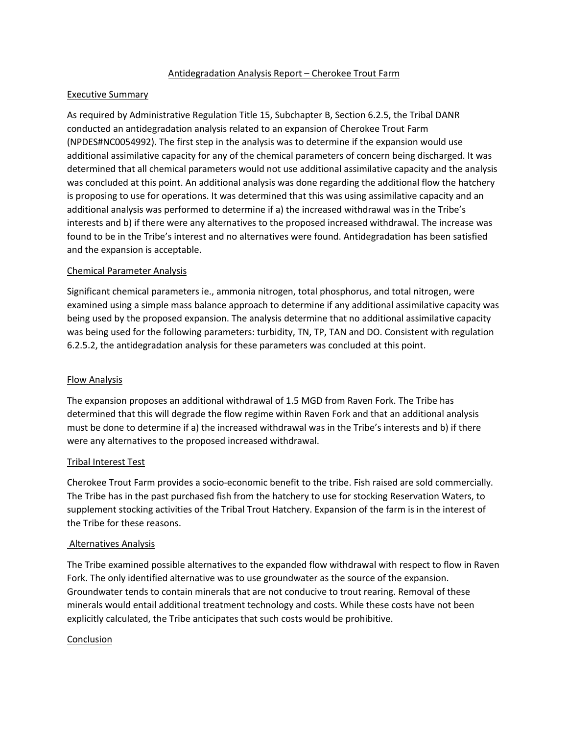## Antidegradation Analysis Report – Cherokee Trout Farm

### Executive Summary

As required by Administrative Regulation Title 15, Subchapter B, Section 6.2.5, the Tribal DANR conducted an antidegradation analysis related to an expansion of Cherokee Trout Farm (NPDES#NC0054992). The first step in the analysis was to determine if the expansion would use additional assimilative capacity for any of the chemical parameters of concern being discharged. It was determined that all chemical parameters would not use additional assimilative capacity and the analysis was concluded at this point. An additional analysis was done regarding the additional flow the hatchery is proposing to use for operations. It was determined that this was using assimilative capacity and an additional analysis was performed to determine if a) the increased withdrawal was in the Tribe's interests and b) if there were any alternatives to the proposed increased withdrawal. The increase was found to be in the Tribe's interest and no alternatives were found. Antidegradation has been satisfied and the expansion is acceptable.

### Chemical Parameter Analysis

Significant chemical parameters ie., ammonia nitrogen, total phosphorus, and total nitrogen, were examined using a simple mass balance approach to determine if any additional assimilative capacity was being used by the proposed expansion. The analysis determine that no additional assimilative capacity was being used for the following parameters: turbidity, TN, TP, TAN and DO. Consistent with regulation 6.2.5.2, the antidegradation analysis for these parameters was concluded at this point.

### Flow Analysis

The expansion proposes an additional withdrawal of 1.5 MGD from Raven Fork. The Tribe has determined that this will degrade the flow regime within Raven Fork and that an additional analysis must be done to determine if a) the increased withdrawal was in the Tribe's interests and b) if there were any alternatives to the proposed increased withdrawal.

### Tribal Interest Test

Cherokee Trout Farm provides a socio-economic benefit to the tribe. Fish raised are sold commercially. The Tribe has in the past purchased fish from the hatchery to use for stocking Reservation Waters, to supplement stocking activities of the Tribal Trout Hatchery. Expansion of the farm is in the interest of the Tribe for these reasons.

### Alternatives Analysis

The Tribe examined possible alternatives to the expanded flow withdrawal with respect to flow in Raven Fork. The only identified alternative was to use groundwater as the source of the expansion. Groundwater tends to contain minerals that are not conducive to trout rearing. Removal of these minerals would entail additional treatment technology and costs. While these costs have not been explicitly calculated, the Tribe anticipates that such costs would be prohibitive.

### Conclusion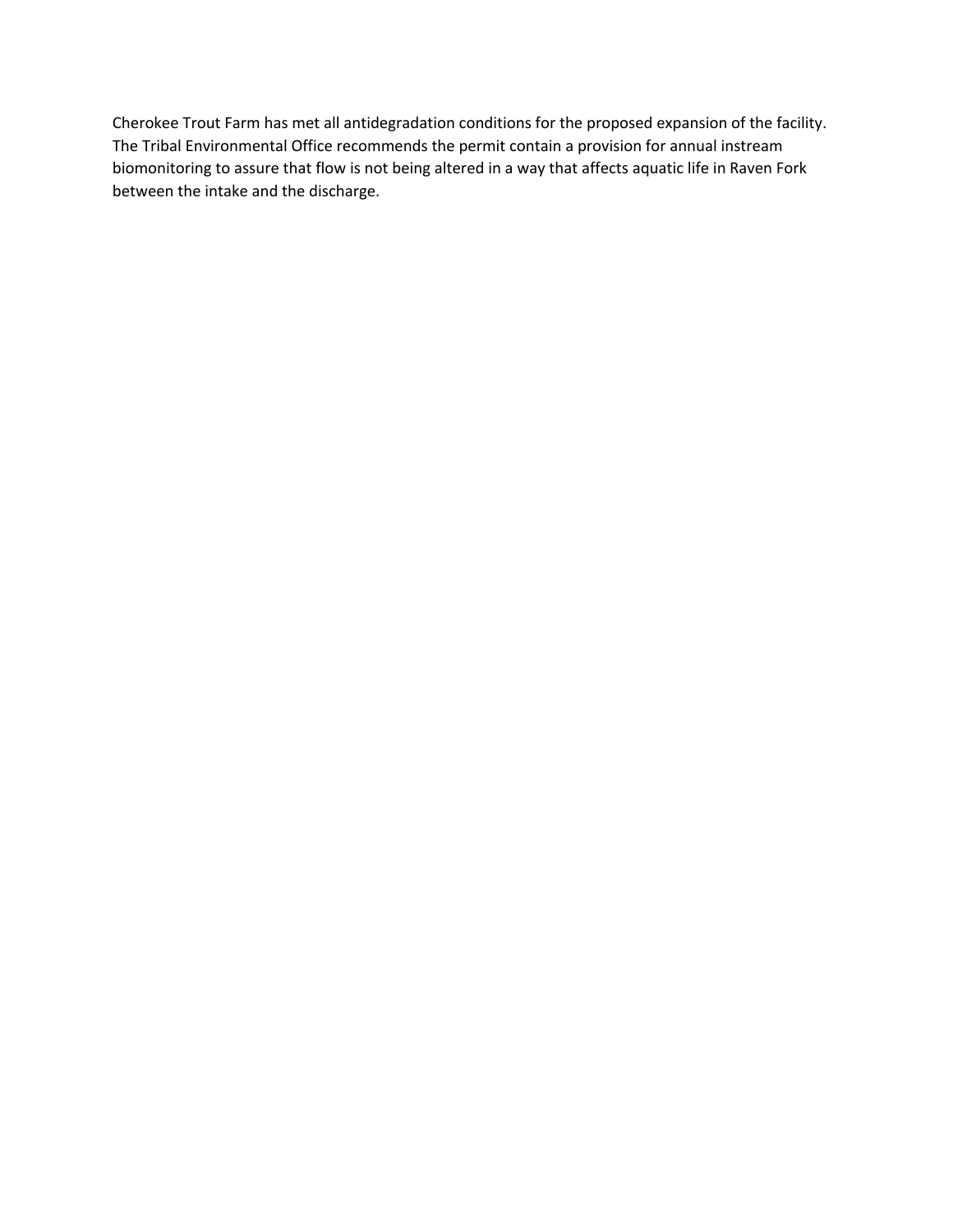Cherokee Trout Farm has met all antidegradation conditions for the proposed expansion of the facility. The Tribal Environmental Office recommends the permit contain a provision for annual instream biomonitoring to assure that flow is not being altered in a way that affects aquatic life in Raven Fork between the intake and the discharge.